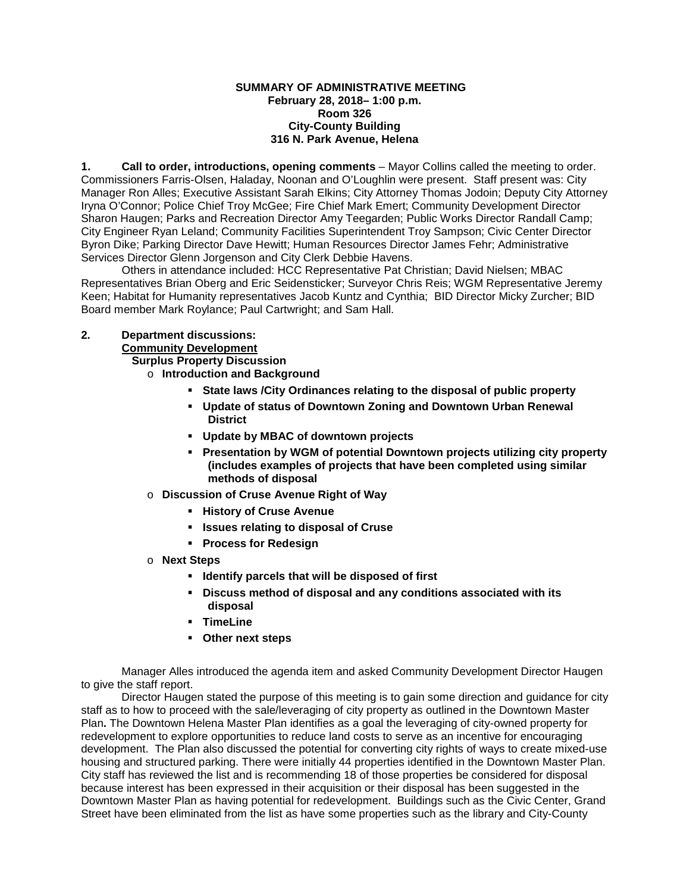**SUMMARY OF ADMINISTRATIVE MEETING**
**February 28, 2018– 1:00 p.m.**
**Room 326**
**City-County Building**
**316 N. Park Avenue, Helena**

**1. Call to order, introductions, opening comments** – Mayor Collins called the meeting to order. Commissioners Farris-Olsen, Haladay, Noonan and O'Loughlin were present. Staff present was: City Manager Ron Alles; Executive Assistant Sarah Elkins; City Attorney Thomas Jodoin; Deputy City Attorney Iryna O'Connor; Police Chief Troy McGee; Fire Chief Mark Emert; Community Development Director Sharon Haugen; Parks and Recreation Director Amy Teegarden; Public Works Director Randall Camp; City Engineer Ryan Leland; Community Facilities Superintendent Troy Sampson; Civic Center Director Byron Dike; Parking Director Dave Hewitt; Human Resources Director James Fehr; Administrative Services Director Glenn Jorgenson and City Clerk Debbie Havens.

Others in attendance included: HCC Representative Pat Christian; David Nielsen; MBAC Representatives Brian Oberg and Eric Seidensticker; Surveyor Chris Reis; WGM Representative Jeremy Keen; Habitat for Humanity representatives Jacob Kuntz and Cynthia; BID Director Micky Zurcher; BID Board member Mark Roylance; Paul Cartwright; and Sam Hall.

**2. Department discussions:**
**<u>Community Development</u>**
**Surplus Property Discussion**

- **Introduction and Background**
  - **State laws /City Ordinances relating to the disposal of public property**
  - **Update of status of Downtown Zoning and Downtown Urban Renewal District**
  - **Update by MBAC of downtown projects**
  - **Presentation by WGM of potential Downtown projects utilizing city property (includes examples of projects that have been completed using similar methods of disposal**
- **Discussion of Cruse Avenue Right of Way**
  - **History of Cruse Avenue**
  - **Issues relating to disposal of Cruse**
  - **Process for Redesign**
- **Next Steps**
  - **Identify parcels that will be disposed of first**
  - **Discuss method of disposal and any conditions associated with its disposal**
  - **TimeLine**
  - **Other next steps**

Manager Alles introduced the agenda item and asked Community Development Director Haugen to give the staff report.

Director Haugen stated the purpose of this meeting is to gain some direction and guidance for city staff as to how to proceed with the sale/leveraging of city property as outlined in the Downtown Master Plan**.** The Downtown Helena Master Plan identifies as a goal the leveraging of city-owned property for redevelopment to explore opportunities to reduce land costs to serve as an incentive for encouraging development. The Plan also discussed the potential for converting city rights of ways to create mixed-use housing and structured parking. There were initially 44 properties identified in the Downtown Master Plan. City staff has reviewed the list and is recommending 18 of those properties be considered for disposal because interest has been expressed in their acquisition or their disposal has been suggested in the Downtown Master Plan as having potential for redevelopment. Buildings such as the Civic Center, Grand Street have been eliminated from the list as have some properties such as the library and City-County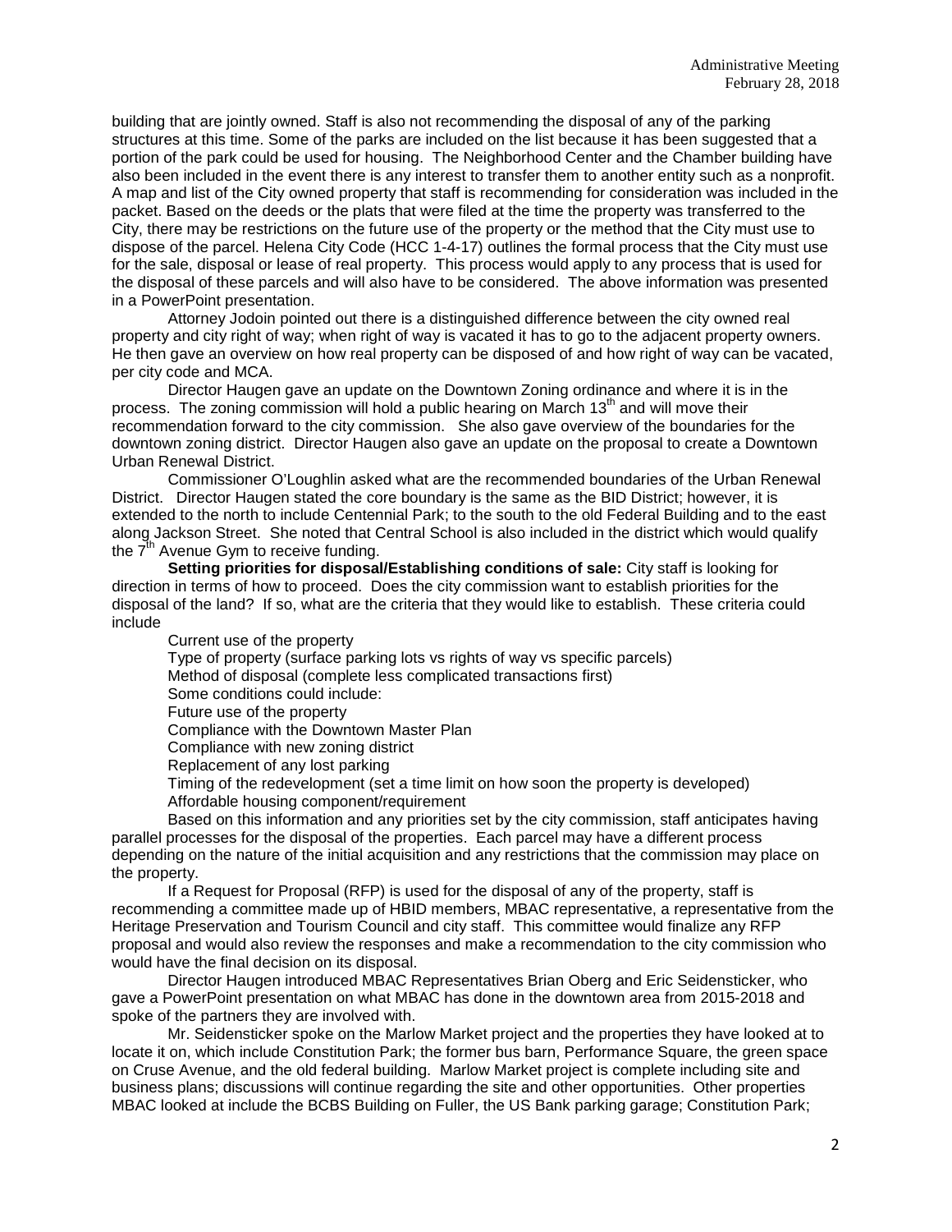building that are jointly owned. Staff is also not recommending the disposal of any of the parking structures at this time. Some of the parks are included on the list because it has been suggested that a portion of the park could be used for housing. The Neighborhood Center and the Chamber building have also been included in the event there is any interest to transfer them to another entity such as a nonprofit. A map and list of the City owned property that staff is recommending for consideration was included in the packet. Based on the deeds or the plats that were filed at the time the property was transferred to the City, there may be restrictions on the future use of the property or the method that the City must use to dispose of the parcel. Helena City Code (HCC 1-4-17) outlines the formal process that the City must use for the sale, disposal or lease of real property. This process would apply to any process that is used for the disposal of these parcels and will also have to be considered. The above information was presented in a PowerPoint presentation.

Attorney Jodoin pointed out there is a distinguished difference between the city owned real property and city right of way; when right of way is vacated it has to go to the adjacent property owners. He then gave an overview on how real property can be disposed of and how right of way can be vacated, per city code and MCA.

Director Haugen gave an update on the Downtown Zoning ordinance and where it is in the process. The zoning commission will hold a public hearing on March 13th and will move their recommendation forward to the city commission. She also gave overview of the boundaries for the downtown zoning district. Director Haugen also gave an update on the proposal to create a Downtown Urban Renewal District.

Commissioner O'Loughlin asked what are the recommended boundaries of the Urban Renewal District. Director Haugen stated the core boundary is the same as the BID District; however, it is extended to the north to include Centennial Park; to the south to the old Federal Building and to the east along Jackson Street. She noted that Central School is also included in the district which would qualify the 7th Avenue Gym to receive funding.

**Setting priorities for disposal/Establishing conditions of sale:** City staff is looking for direction in terms of how to proceed. Does the city commission want to establish priorities for the disposal of the land? If so, what are the criteria that they would like to establish. These criteria could include

Current use of the property
Type of property (surface parking lots vs rights of way vs specific parcels)
Method of disposal (complete less complicated transactions first)
Some conditions could include:
Future use of the property
Compliance with the Downtown Master Plan
Compliance with new zoning district
Replacement of any lost parking
Timing of the redevelopment (set a time limit on how soon the property is developed)
Affordable housing component/requirement

Based on this information and any priorities set by the city commission, staff anticipates having parallel processes for the disposal of the properties. Each parcel may have a different process depending on the nature of the initial acquisition and any restrictions that the commission may place on the property.

If a Request for Proposal (RFP) is used for the disposal of any of the property, staff is recommending a committee made up of HBID members, MBAC representative, a representative from the Heritage Preservation and Tourism Council and city staff. This committee would finalize any RFP proposal and would also review the responses and make a recommendation to the city commission who would have the final decision on its disposal.

Director Haugen introduced MBAC Representatives Brian Oberg and Eric Seidensticker, who gave a PowerPoint presentation on what MBAC has done in the downtown area from 2015-2018 and spoke of the partners they are involved with.

Mr. Seidensticker spoke on the Marlow Market project and the properties they have looked at to locate it on, which include Constitution Park; the former bus barn, Performance Square, the green space on Cruse Avenue, and the old federal building. Marlow Market project is complete including site and business plans; discussions will continue regarding the site and other opportunities. Other properties MBAC looked at include the BCBS Building on Fuller, the US Bank parking garage; Constitution Park;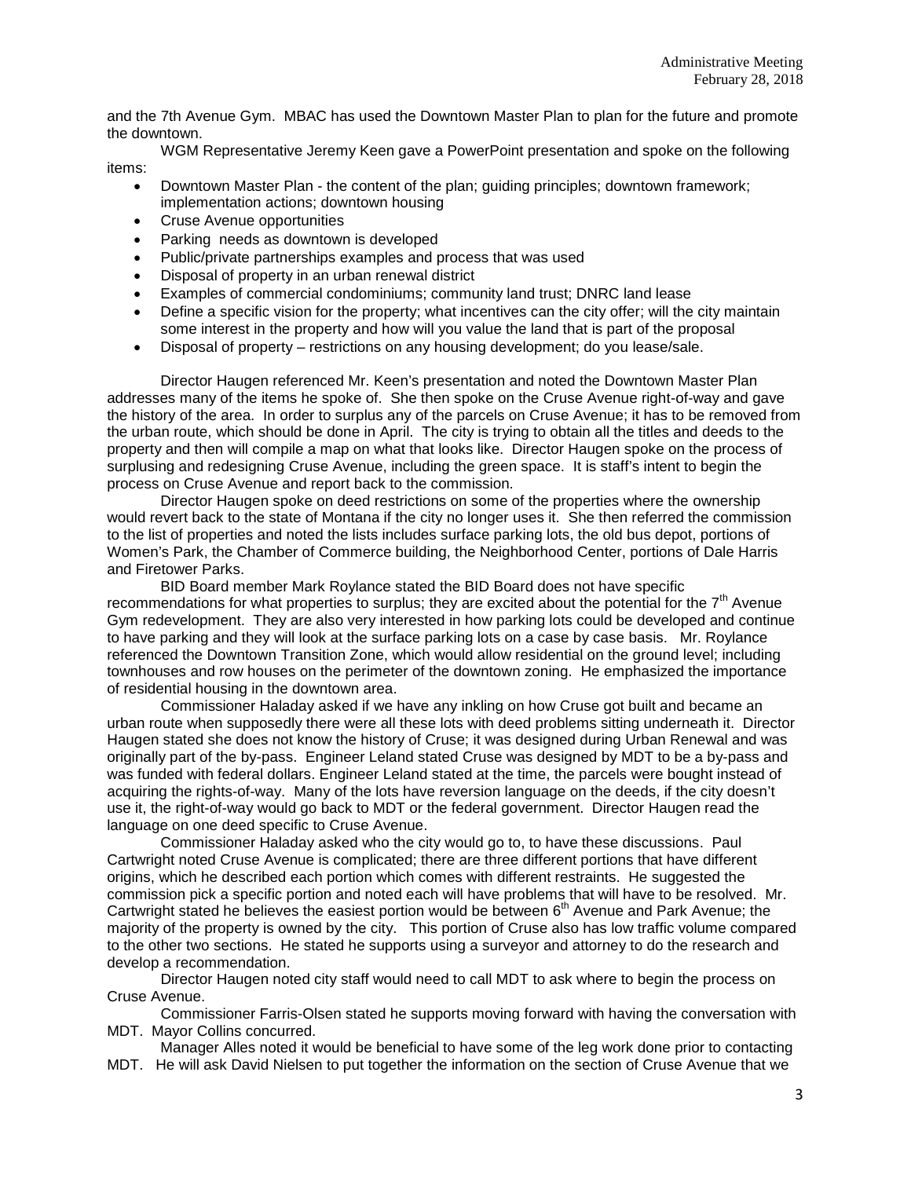and the 7th Avenue Gym. MBAC has used the Downtown Master Plan to plan for the future and promote the downtown.

WGM Representative Jeremy Keen gave a PowerPoint presentation and spoke on the following items:

- Downtown Master Plan - the content of the plan; guiding principles; downtown framework; implementation actions; downtown housing
- Cruse Avenue opportunities
- Parking needs as downtown is developed
- Public/private partnerships examples and process that was used
- Disposal of property in an urban renewal district
- Examples of commercial condominiums; community land trust; DNRC land lease
- Define a specific vision for the property; what incentives can the city offer; will the city maintain some interest in the property and how will you value the land that is part of the proposal
- Disposal of property – restrictions on any housing development; do you lease/sale.

Director Haugen referenced Mr. Keen's presentation and noted the Downtown Master Plan addresses many of the items he spoke of. She then spoke on the Cruse Avenue right-of-way and gave the history of the area. In order to surplus any of the parcels on Cruse Avenue; it has to be removed from the urban route, which should be done in April. The city is trying to obtain all the titles and deeds to the property and then will compile a map on what that looks like. Director Haugen spoke on the process of surplusing and redesigning Cruse Avenue, including the green space. It is staff's intent to begin the process on Cruse Avenue and report back to the commission.

Director Haugen spoke on deed restrictions on some of the properties where the ownership would revert back to the state of Montana if the city no longer uses it. She then referred the commission to the list of properties and noted the lists includes surface parking lots, the old bus depot, portions of Women's Park, the Chamber of Commerce building, the Neighborhood Center, portions of Dale Harris and Firetower Parks.

BID Board member Mark Roylance stated the BID Board does not have specific recommendations for what properties to surplus; they are excited about the potential for the 7th Avenue Gym redevelopment. They are also very interested in how parking lots could be developed and continue to have parking and they will look at the surface parking lots on a case by case basis. Mr. Roylance referenced the Downtown Transition Zone, which would allow residential on the ground level; including townhouses and row houses on the perimeter of the downtown zoning. He emphasized the importance of residential housing in the downtown area.

Commissioner Haladay asked if we have any inkling on how Cruse got built and became an urban route when supposedly there were all these lots with deed problems sitting underneath it. Director Haugen stated she does not know the history of Cruse; it was designed during Urban Renewal and was originally part of the by-pass. Engineer Leland stated Cruse was designed by MDT to be a by-pass and was funded with federal dollars. Engineer Leland stated at the time, the parcels were bought instead of acquiring the rights-of-way. Many of the lots have reversion language on the deeds, if the city doesn't use it, the right-of-way would go back to MDT or the federal government. Director Haugen read the language on one deed specific to Cruse Avenue.

Commissioner Haladay asked who the city would go to, to have these discussions. Paul Cartwright noted Cruse Avenue is complicated; there are three different portions that have different origins, which he described each portion which comes with different restraints. He suggested the commission pick a specific portion and noted each will have problems that will have to be resolved. Mr. Cartwright stated he believes the easiest portion would be between 6th Avenue and Park Avenue; the majority of the property is owned by the city. This portion of Cruse also has low traffic volume compared to the other two sections. He stated he supports using a surveyor and attorney to do the research and develop a recommendation.

Director Haugen noted city staff would need to call MDT to ask where to begin the process on Cruse Avenue.

Commissioner Farris-Olsen stated he supports moving forward with having the conversation with MDT. Mayor Collins concurred.

Manager Alles noted it would be beneficial to have some of the leg work done prior to contacting MDT. He will ask David Nielsen to put together the information on the section of Cruse Avenue that we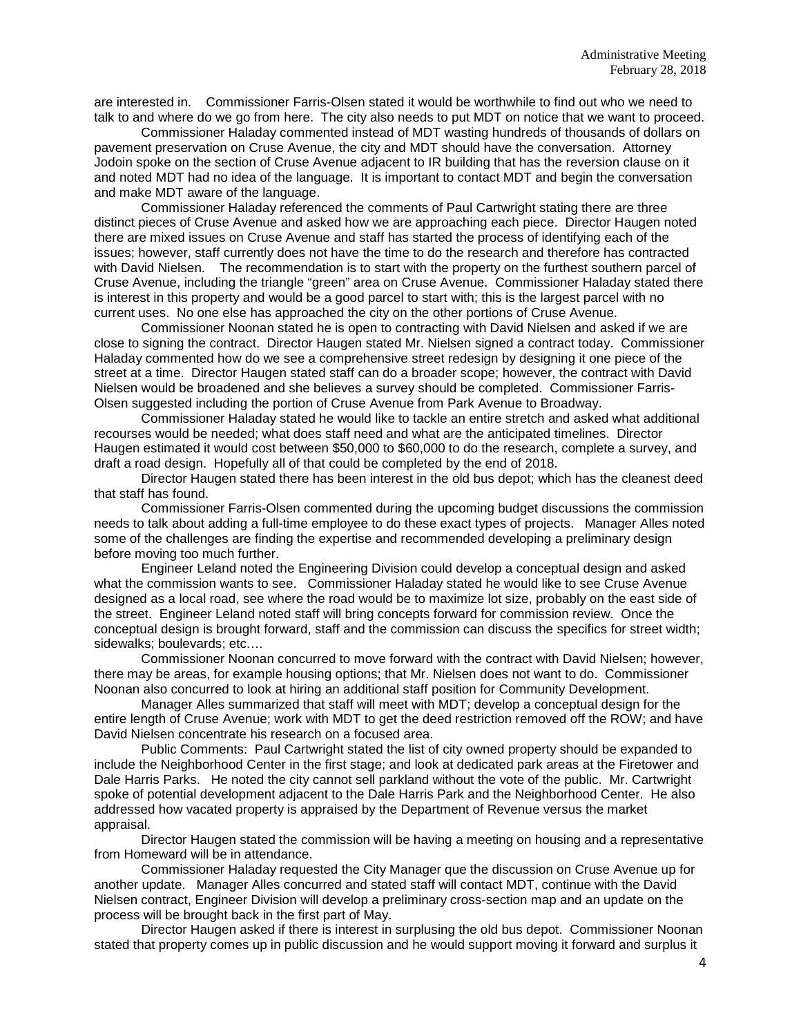are interested in. Commissioner Farris-Olsen stated it would be worthwhile to find out who we need to talk to and where do we go from here. The city also needs to put MDT on notice that we want to proceed.

Commissioner Haladay commented instead of MDT wasting hundreds of thousands of dollars on pavement preservation on Cruse Avenue, the city and MDT should have the conversation. Attorney Jodoin spoke on the section of Cruse Avenue adjacent to IR building that has the reversion clause on it and noted MDT had no idea of the language. It is important to contact MDT and begin the conversation and make MDT aware of the language.

Commissioner Haladay referenced the comments of Paul Cartwright stating there are three distinct pieces of Cruse Avenue and asked how we are approaching each piece. Director Haugen noted there are mixed issues on Cruse Avenue and staff has started the process of identifying each of the issues; however, staff currently does not have the time to do the research and therefore has contracted with David Nielsen. The recommendation is to start with the property on the furthest southern parcel of Cruse Avenue, including the triangle "green" area on Cruse Avenue. Commissioner Haladay stated there is interest in this property and would be a good parcel to start with; this is the largest parcel with no current uses. No one else has approached the city on the other portions of Cruse Avenue.

Commissioner Noonan stated he is open to contracting with David Nielsen and asked if we are close to signing the contract. Director Haugen stated Mr. Nielsen signed a contract today. Commissioner Haladay commented how do we see a comprehensive street redesign by designing it one piece of the street at a time. Director Haugen stated staff can do a broader scope; however, the contract with David Nielsen would be broadened and she believes a survey should be completed. Commissioner Farris-Olsen suggested including the portion of Cruse Avenue from Park Avenue to Broadway.

Commissioner Haladay stated he would like to tackle an entire stretch and asked what additional recourses would be needed; what does staff need and what are the anticipated timelines. Director Haugen estimated it would cost between $50,000 to $60,000 to do the research, complete a survey, and draft a road design. Hopefully all of that could be completed by the end of 2018.

Director Haugen stated there has been interest in the old bus depot; which has the cleanest deed that staff has found.

Commissioner Farris-Olsen commented during the upcoming budget discussions the commission needs to talk about adding a full-time employee to do these exact types of projects. Manager Alles noted some of the challenges are finding the expertise and recommended developing a preliminary design before moving too much further.

Engineer Leland noted the Engineering Division could develop a conceptual design and asked what the commission wants to see. Commissioner Haladay stated he would like to see Cruse Avenue designed as a local road, see where the road would be to maximize lot size, probably on the east side of the street. Engineer Leland noted staff will bring concepts forward for commission review. Once the conceptual design is brought forward, staff and the commission can discuss the specifics for street width; sidewalks; boulevards; etc….

Commissioner Noonan concurred to move forward with the contract with David Nielsen; however, there may be areas, for example housing options; that Mr. Nielsen does not want to do. Commissioner Noonan also concurred to look at hiring an additional staff position for Community Development.

Manager Alles summarized that staff will meet with MDT; develop a conceptual design for the entire length of Cruse Avenue; work with MDT to get the deed restriction removed off the ROW; and have David Nielsen concentrate his research on a focused area.

Public Comments: Paul Cartwright stated the list of city owned property should be expanded to include the Neighborhood Center in the first stage; and look at dedicated park areas at the Firetower and Dale Harris Parks. He noted the city cannot sell parkland without the vote of the public. Mr. Cartwright spoke of potential development adjacent to the Dale Harris Park and the Neighborhood Center. He also addressed how vacated property is appraised by the Department of Revenue versus the market appraisal.

Director Haugen stated the commission will be having a meeting on housing and a representative from Homeward will be in attendance.

Commissioner Haladay requested the City Manager que the discussion on Cruse Avenue up for another update. Manager Alles concurred and stated staff will contact MDT, continue with the David Nielsen contract, Engineer Division will develop a preliminary cross-section map and an update on the process will be brought back in the first part of May.

Director Haugen asked if there is interest in surplusing the old bus depot. Commissioner Noonan stated that property comes up in public discussion and he would support moving it forward and surplus it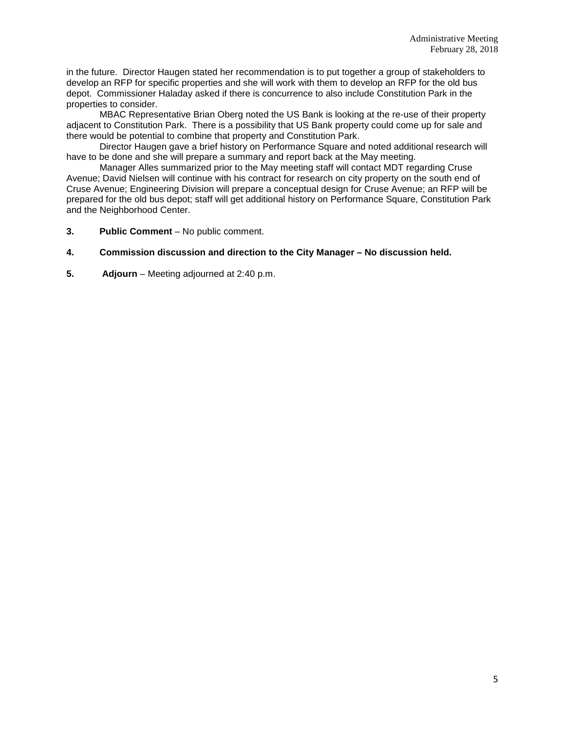in the future. Director Haugen stated her recommendation is to put together a group of stakeholders to develop an RFP for specific properties and she will work with them to develop an RFP for the old bus depot. Commissioner Haladay asked if there is concurrence to also include Constitution Park in the properties to consider.

MBAC Representative Brian Oberg noted the US Bank is looking at the re-use of their property adjacent to Constitution Park. There is a possibility that US Bank property could come up for sale and there would be potential to combine that property and Constitution Park.

Director Haugen gave a brief history on Performance Square and noted additional research will have to be done and she will prepare a summary and report back at the May meeting.

Manager Alles summarized prior to the May meeting staff will contact MDT regarding Cruse Avenue; David Nielsen will continue with his contract for research on city property on the south end of Cruse Avenue; Engineering Division will prepare a conceptual design for Cruse Avenue; an RFP will be prepared for the old bus depot; staff will get additional history on Performance Square, Constitution Park and the Neighborhood Center.

**3. Public Comment** – No public comment.

**4. Commission discussion and direction to the City Manager – No discussion held.**

**5. Adjourn** – Meeting adjourned at 2:40 p.m.